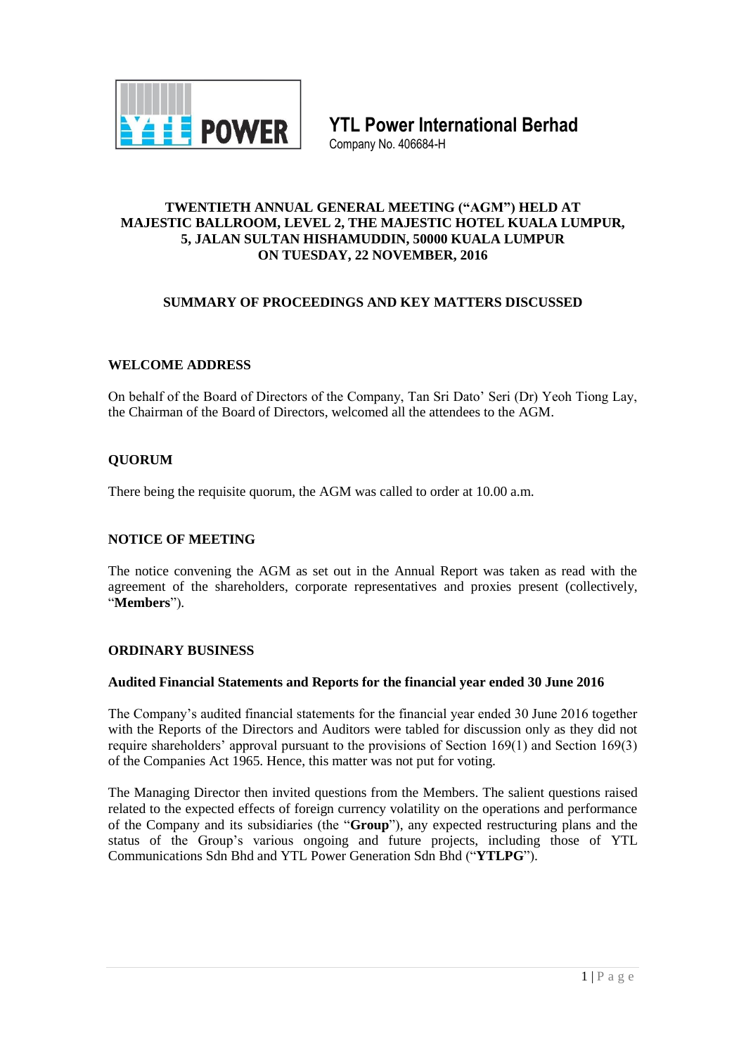# YTL Power International Berhad

Company No. 406684-H

## TWENTIETH ANNUAL GENERAL MEETING ("AGM") HELD AT MAJESTIC BALLROOM, LEVEL 2, THE MAJESTIC HOTEL KUALA LUMPUR, 5, JALAN SULTAN HISHAMUDDIN, 50000 KUALA LUMPUR ON TUESDAY, 22 NOVEMBER, 2016

## SUMMARY OF PROCEEDINGS AND KEY MATTERS DISCUSSED

### WELCOME ADDRESS

On behalf of the Board of Directors of the Company, Tan Sri Dato' Seri (Dr) Yeoh Tiong Lay, the Chairman of the Board of Directors, welcomed all the attendees to the AGM.

### QUORUM

There being the requisite quorum, the AGM was called to order at 10.00 a.m.

### NOTICE OF MEETING

The notice convening the AGM as set out in the Annual Report was taken as read with the agreement of the shareholders, corporate representatives and proxies present (collectively, "**Members**").

### ORDINARY BUSINESS

#### Audited Financial Statements and Reports for the financial year ended 30 June 2016

The Company's audited financial statements for the financial year ended 30 June 2016 together with the Reports of the Directors and Auditors were tabled for discussion only as they did not require shareholders' approval pursuant to the provisions of Section 169(1) and Section 169(3) of the Companies Act 1965. Hence, this matter was not put for voting.

The Managing Director then invited questions from the Members. The salient questions raised related to the expected effects of foreign currency volatility on the operations and performance of the Company and its subsidiaries (the "**Group**"), any expected restructuring plans and the status of the Group's various ongoing and future projects, including those of YTL Communications Sdn Bhd and YTL Power Generation Sdn Bhd ("**YTLPG**").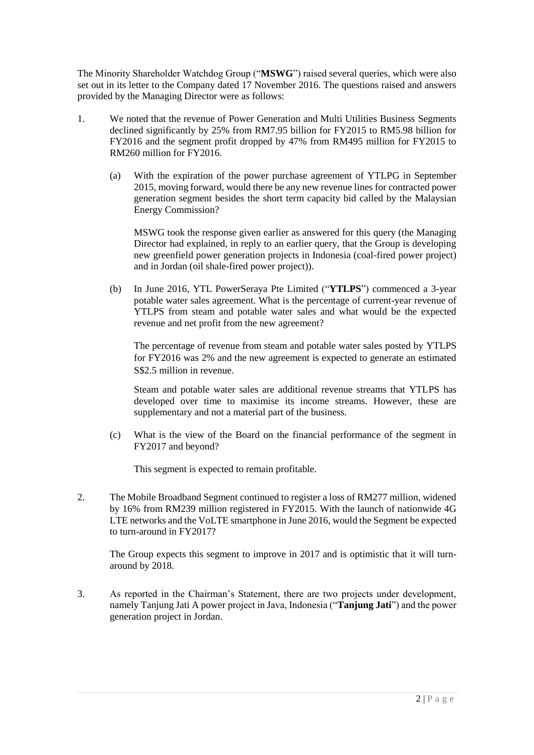The Minority Shareholder Watchdog Group ("**MSWG**") raised several queries, which were also set out in its letter to the Company dated 17 November 2016. The questions raised and answers provided by the Managing Director were as follows:

1. We noted that the revenue of Power Generation and Multi Utilities Business Segments declined significantly by 25% from RM7.95 billion for FY2015 to RM5.98 billion for FY2016 and the segment profit dropped by 47% from RM495 million for FY2015 to RM260 million for FY2016.

   (a) With the expiration of the power purchase agreement of YTLPG in September 2015, moving forward, would there be any new revenue lines for contracted power generation segment besides the short term capacity bid called by the Malaysian Energy Commission?

   MSWG took the response given earlier as answered for this query (the Managing Director had explained, in reply to an earlier query, that the Group is developing new greenfield power generation projects in Indonesia (coal-fired power project) and in Jordan (oil shale-fired power project)).

   (b) In June 2016, YTL PowerSeraya Pte Limited ("**YTLPS**") commenced a 3-year potable water sales agreement. What is the percentage of current-year revenue of YTLPS from steam and potable water sales and what would be the expected revenue and net profit from the new agreement?

   The percentage of revenue from steam and potable water sales posted by YTLPS for FY2016 was 2% and the new agreement is expected to generate an estimated S$2.5 million in revenue.

   Steam and potable water sales are additional revenue streams that YTLPS has developed over time to maximise its income streams. However, these are supplementary and not a material part of the business.

   (c) What is the view of the Board on the financial performance of the segment in FY2017 and beyond?

   This segment is expected to remain profitable.

2. The Mobile Broadband Segment continued to register a loss of RM277 million, widened by 16% from RM239 million registered in FY2015. With the launch of nationwide 4G LTE networks and the VoLTE smartphone in June 2016, would the Segment be expected to turn-around in FY2017?

   The Group expects this segment to improve in 2017 and is optimistic that it will turn-around by 2018.

3. As reported in the Chairman's Statement, there are two projects under development, namely Tanjung Jati A power project in Java, Indonesia ("**Tanjung Jati**") and the power generation project in Jordan.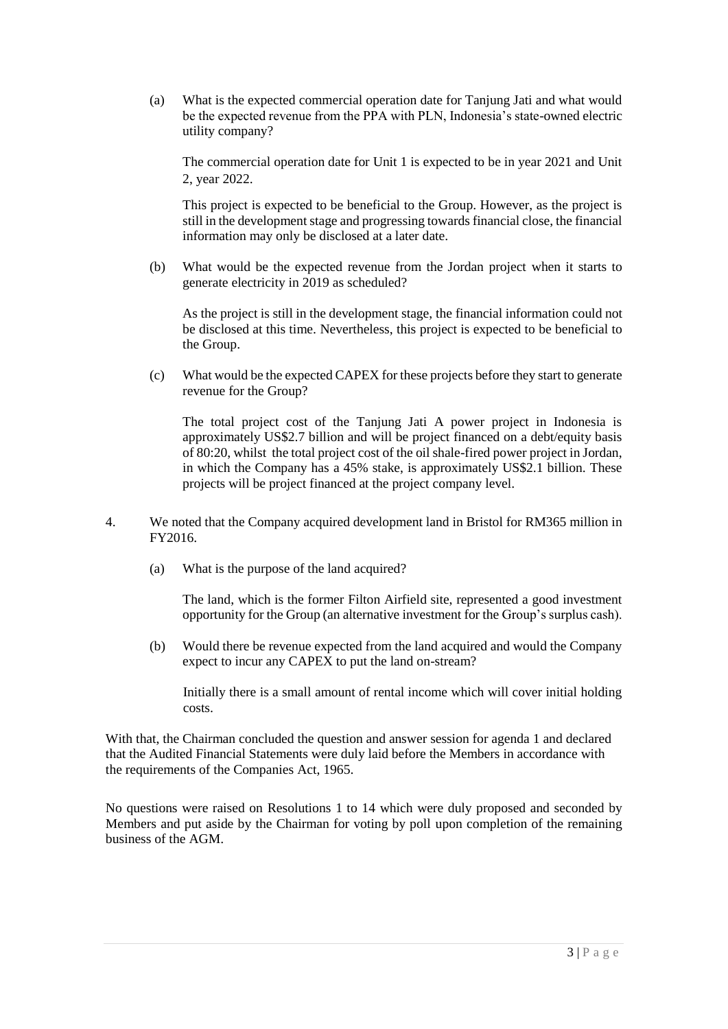(a) What is the expected commercial operation date for Tanjung Jati and what would be the expected revenue from the PPA with PLN, Indonesia's state-owned electric utility company?

The commercial operation date for Unit 1 is expected to be in year 2021 and Unit 2, year 2022.

This project is expected to be beneficial to the Group. However, as the project is still in the development stage and progressing towards financial close, the financial information may only be disclosed at a later date.

(b) What would be the expected revenue from the Jordan project when it starts to generate electricity in 2019 as scheduled?

As the project is still in the development stage, the financial information could not be disclosed at this time. Nevertheless, this project is expected to be beneficial to the Group.

(c) What would be the expected CAPEX for these projects before they start to generate revenue for the Group?

The total project cost of the Tanjung Jati A power project in Indonesia is approximately US$2.7 billion and will be project financed on a debt/equity basis of 80:20, whilst the total project cost of the oil shale-fired power project in Jordan, in which the Company has a 45% stake, is approximately US$2.1 billion. These projects will be project financed at the project company level.

4. We noted that the Company acquired development land in Bristol for RM365 million in FY2016.

(a) What is the purpose of the land acquired?

The land, which is the former Filton Airfield site, represented a good investment opportunity for the Group (an alternative investment for the Group's surplus cash).

(b) Would there be revenue expected from the land acquired and would the Company expect to incur any CAPEX to put the land on-stream?

Initially there is a small amount of rental income which will cover initial holding costs.

With that, the Chairman concluded the question and answer session for agenda 1 and declared that the Audited Financial Statements were duly laid before the Members in accordance with the requirements of the Companies Act, 1965.

No questions were raised on Resolutions 1 to 14 which were duly proposed and seconded by Members and put aside by the Chairman for voting by poll upon completion of the remaining business of the AGM.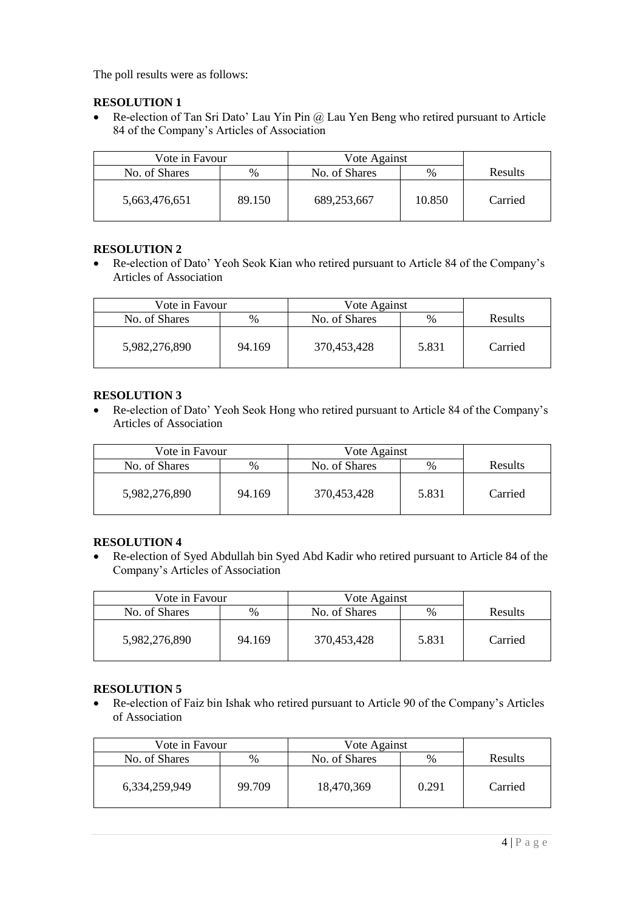The poll results were as follows:

**RESOLUTION 1**

- Re-election of Tan Sri Dato' Lau Yin Pin @ Lau Yen Beng who retired pursuant to Article 84 of the Company's Articles of Association

| Vote in Favour | | Vote Against | | Results |
|---|---|---|---|---|
| No. of Shares | % | No. of Shares | % | |
| 5,663,476,651 | 89.150 | 689,253,667 | 10.850 | Carried |

**RESOLUTION 2**

- Re-election of Dato' Yeoh Seok Kian who retired pursuant to Article 84 of the Company's Articles of Association

| Vote in Favour | | Vote Against | | Results |
|---|---|---|---|---|
| No. of Shares | % | No. of Shares | % | |
| 5,982,276,890 | 94.169 | 370,453,428 | 5.831 | Carried |

**RESOLUTION 3**

- Re-election of Dato' Yeoh Seok Hong who retired pursuant to Article 84 of the Company's Articles of Association

| Vote in Favour | | Vote Against | | Results |
|---|---|---|---|---|
| No. of Shares | % | No. of Shares | % | |
| 5,982,276,890 | 94.169 | 370,453,428 | 5.831 | Carried |

**RESOLUTION 4**

- Re-election of Syed Abdullah bin Syed Abd Kadir who retired pursuant to Article 84 of the Company's Articles of Association

| Vote in Favour | | Vote Against | | Results |
|---|---|---|---|---|
| No. of Shares | % | No. of Shares | % | |
| 5,982,276,890 | 94.169 | 370,453,428 | 5.831 | Carried |

**RESOLUTION 5**

- Re-election of Faiz bin Ishak who retired pursuant to Article 90 of the Company's Articles of Association

| Vote in Favour | | Vote Against | | Results |
|---|---|---|---|---|
| No. of Shares | % | No. of Shares | % | |
| 6,334,259,949 | 99.709 | 18,470,369 | 0.291 | Carried |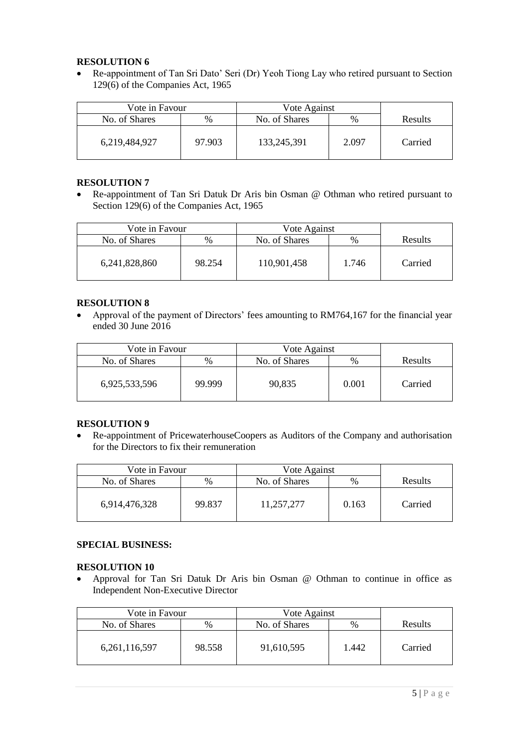**RESOLUTION 6**

- Re-appointment of Tan Sri Dato' Seri (Dr) Yeoh Tiong Lay who retired pursuant to Section 129(6) of the Companies Act, 1965

| Vote in Favour | | Vote Against | | |
|---|---|---|---|---|
| No. of Shares | % | No. of Shares | % | Results |
| 6,219,484,927 | 97.903 | 133,245,391 | 2.097 | Carried |

**RESOLUTION 7**

- Re-appointment of Tan Sri Datuk Dr Aris bin Osman @ Othman who retired pursuant to Section 129(6) of the Companies Act, 1965

| Vote in Favour | | Vote Against | | |
|---|---|---|---|---|
| No. of Shares | % | No. of Shares | % | Results |
| 6,241,828,860 | 98.254 | 110,901,458 | 1.746 | Carried |

**RESOLUTION 8**

- Approval of the payment of Directors' fees amounting to RM764,167 for the financial year ended 30 June 2016

| Vote in Favour | | Vote Against | | |
|---|---|---|---|---|
| No. of Shares | % | No. of Shares | % | Results |
| 6,925,533,596 | 99.999 | 90,835 | 0.001 | Carried |

**RESOLUTION 9**

- Re-appointment of PricewaterhouseCoopers as Auditors of the Company and authorisation for the Directors to fix their remuneration

| Vote in Favour | | Vote Against | | |
|---|---|---|---|---|
| No. of Shares | % | No. of Shares | % | Results |
| 6,914,476,328 | 99.837 | 11,257,277 | 0.163 | Carried |

**SPECIAL BUSINESS:**

**RESOLUTION 10**

- Approval for Tan Sri Datuk Dr Aris bin Osman @ Othman to continue in office as Independent Non-Executive Director

| Vote in Favour | | Vote Against | | |
|---|---|---|---|---|
| No. of Shares | % | No. of Shares | % | Results |
| 6,261,116,597 | 98.558 | 91,610,595 | 1.442 | Carried |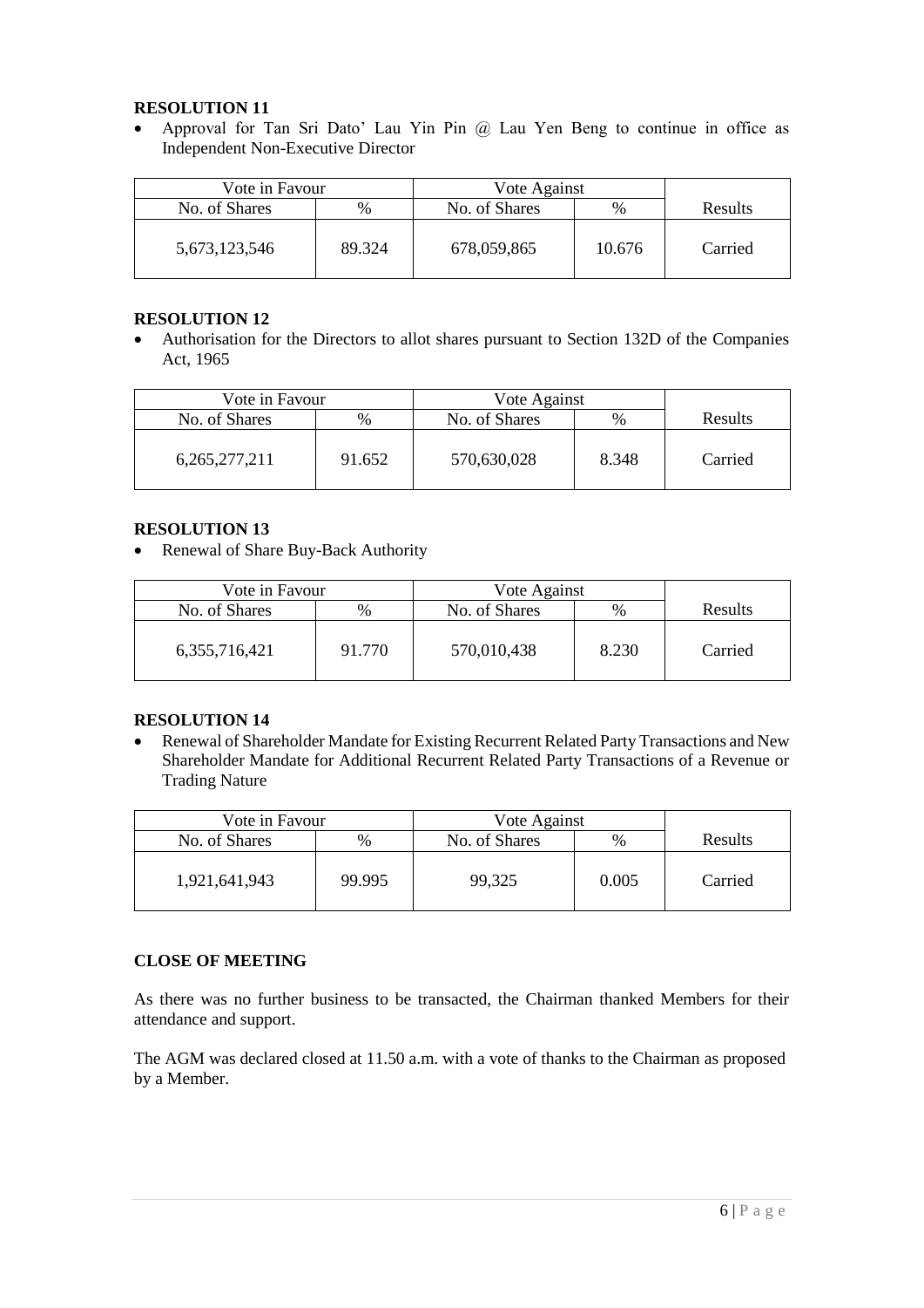**RESOLUTION 11**

- Approval for Tan Sri Dato' Lau Yin Pin @ Lau Yen Beng to continue in office as Independent Non-Executive Director

| Vote in Favour | | Vote Against | | |
|---|---|---|---|---|
| No. of Shares | % | No. of Shares | % | Results |
| 5,673,123,546 | 89.324 | 678,059,865 | 10.676 | Carried |

**RESOLUTION 12**

- Authorisation for the Directors to allot shares pursuant to Section 132D of the Companies Act, 1965

| Vote in Favour | | Vote Against | | |
|---|---|---|---|---|
| No. of Shares | % | No. of Shares | % | Results |
| 6,265,277,211 | 91.652 | 570,630,028 | 8.348 | Carried |

**RESOLUTION 13**

- Renewal of Share Buy-Back Authority

| Vote in Favour | | Vote Against | | |
|---|---|---|---|---|
| No. of Shares | % | No. of Shares | % | Results |
| 6,355,716,421 | 91.770 | 570,010,438 | 8.230 | Carried |

**RESOLUTION 14**

- Renewal of Shareholder Mandate for Existing Recurrent Related Party Transactions and New Shareholder Mandate for Additional Recurrent Related Party Transactions of a Revenue or Trading Nature

| Vote in Favour | | Vote Against | | |
|---|---|---|---|---|
| No. of Shares | % | No. of Shares | % | Results |
| 1,921,641,943 | 99.995 | 99,325 | 0.005 | Carried |

**CLOSE OF MEETING**

As there was no further business to be transacted, the Chairman thanked Members for their attendance and support.

The AGM was declared closed at 11.50 a.m. with a vote of thanks to the Chairman as proposed by a Member.